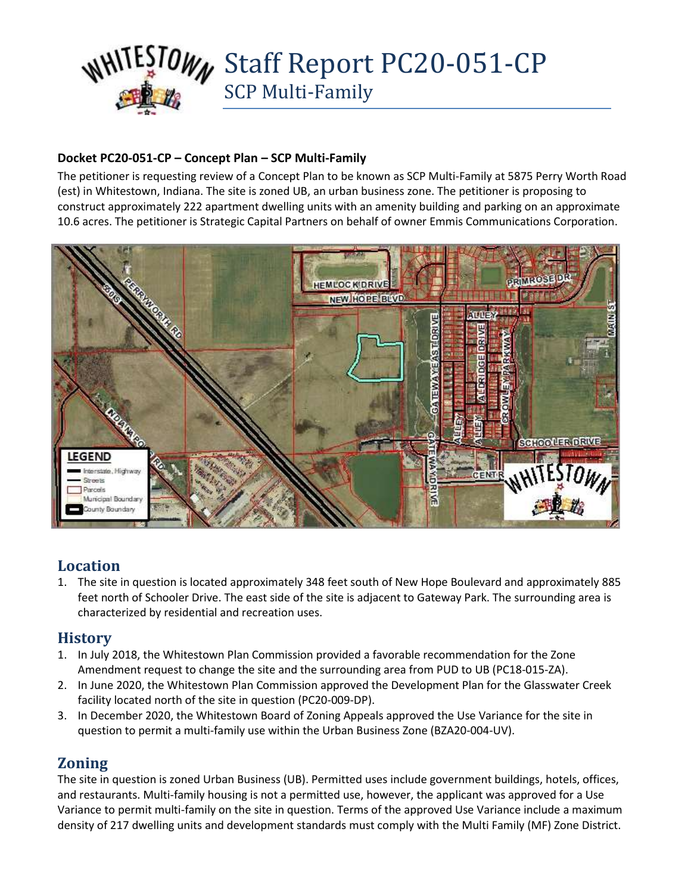# Staff Report PC20-051-CP

## SCP Multi-Family

**Docket PC20-051-CP – Concept Plan – SCP Multi-Family**

The petitioner is requesting review of a Concept Plan to be known as SCP Multi-Family at 5875 Perry Worth Road (est) in Whitestown, Indiana. The site is zoned UB, an urban business zone. The petitioner is proposing to construct approximately 222 apartment dwelling units with an amenity building and parking on an approximate 10.6 acres. The petitioner is Strategic Capital Partners on behalf of owner Emmis Communications Corporation.

## Location

1. The site in question is located approximately 348 feet south of New Hope Boulevard and approximately 885 feet north of Schooler Drive. The east side of the site is adjacent to Gateway Park. The surrounding area is characterized by residential and recreation uses.

## History

1. In July 2018, the Whitestown Plan Commission provided a favorable recommendation for the Zone Amendment request to change the site and the surrounding area from PUD to UB (PC18-015-ZA).
2. In June 2020, the Whitestown Plan Commission approved the Development Plan for the Glasswater Creek facility located north of the site in question (PC20-009-DP).
3. In December 2020, the Whitestown Board of Zoning Appeals approved the Use Variance for the site in question to permit a multi-family use within the Urban Business Zone (BZA20-004-UV).

## Zoning

The site in question is zoned Urban Business (UB). Permitted uses include government buildings, hotels, offices, and restaurants. Multi-family housing is not a permitted use, however, the applicant was approved for a Use Variance to permit multi-family on the site in question. Terms of the approved Use Variance include a maximum density of 217 dwelling units and development standards must comply with the Multi Family (MF) Zone District.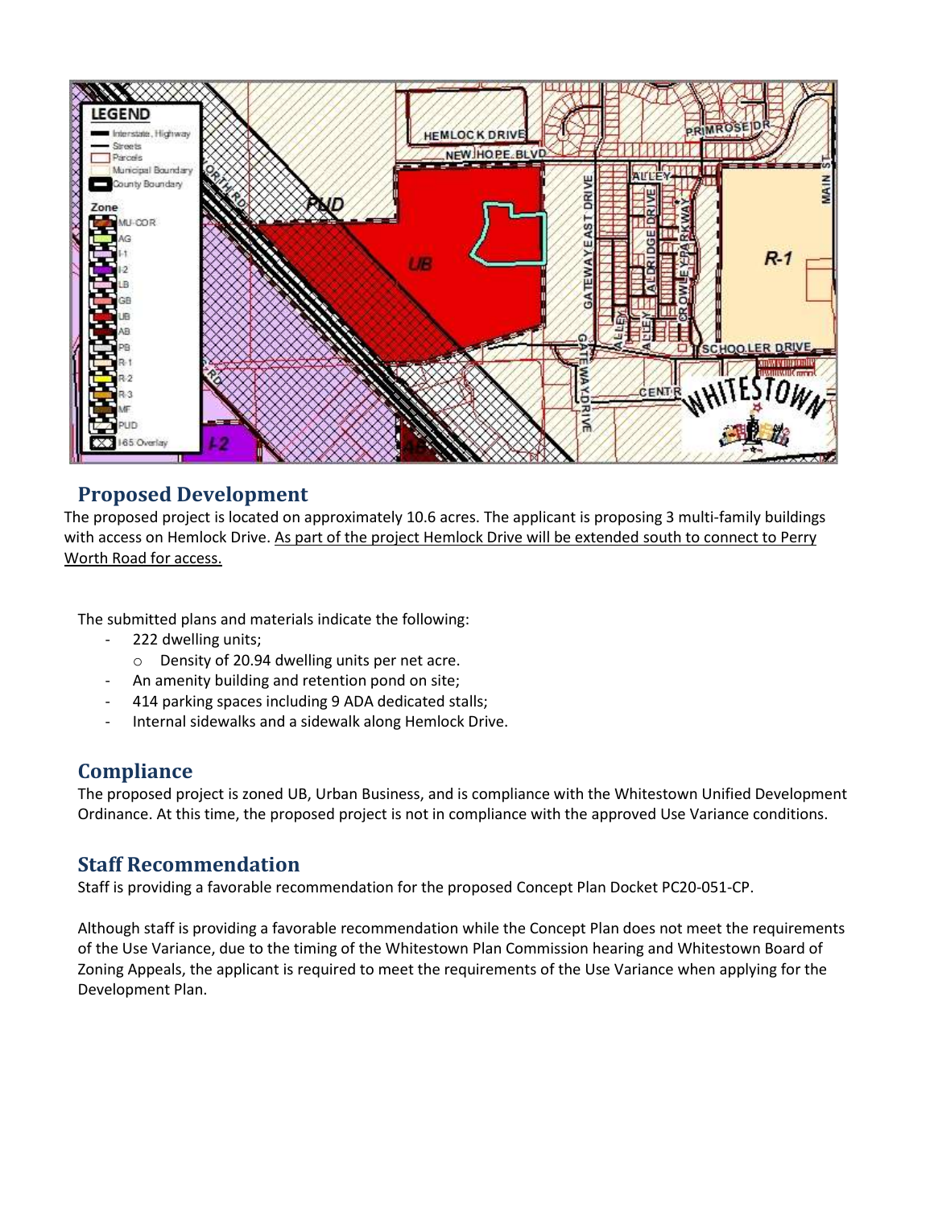## Proposed Development

The proposed project is located on approximately 10.6 acres. The applicant is proposing 3 multi-family buildings with access on Hemlock Drive. As part of the project Hemlock Drive will be extended south to connect to Perry Worth Road for access.

The submitted plans and materials indicate the following:

- 222 dwelling units;
  - Density of 20.94 dwelling units per net acre.
- An amenity building and retention pond on site;
- 414 parking spaces including 9 ADA dedicated stalls;
- Internal sidewalks and a sidewalk along Hemlock Drive.

## Compliance

The proposed project is zoned UB, Urban Business, and is compliance with the Whitestown Unified Development Ordinance. At this time, the proposed project is not in compliance with the approved Use Variance conditions.

## Staff Recommendation

Staff is providing a favorable recommendation for the proposed Concept Plan Docket PC20-051-CP.

Although staff is providing a favorable recommendation while the Concept Plan does not meet the requirements of the Use Variance, due to the timing of the Whitestown Plan Commission hearing and Whitestown Board of Zoning Appeals, the applicant is required to meet the requirements of the Use Variance when applying for the Development Plan.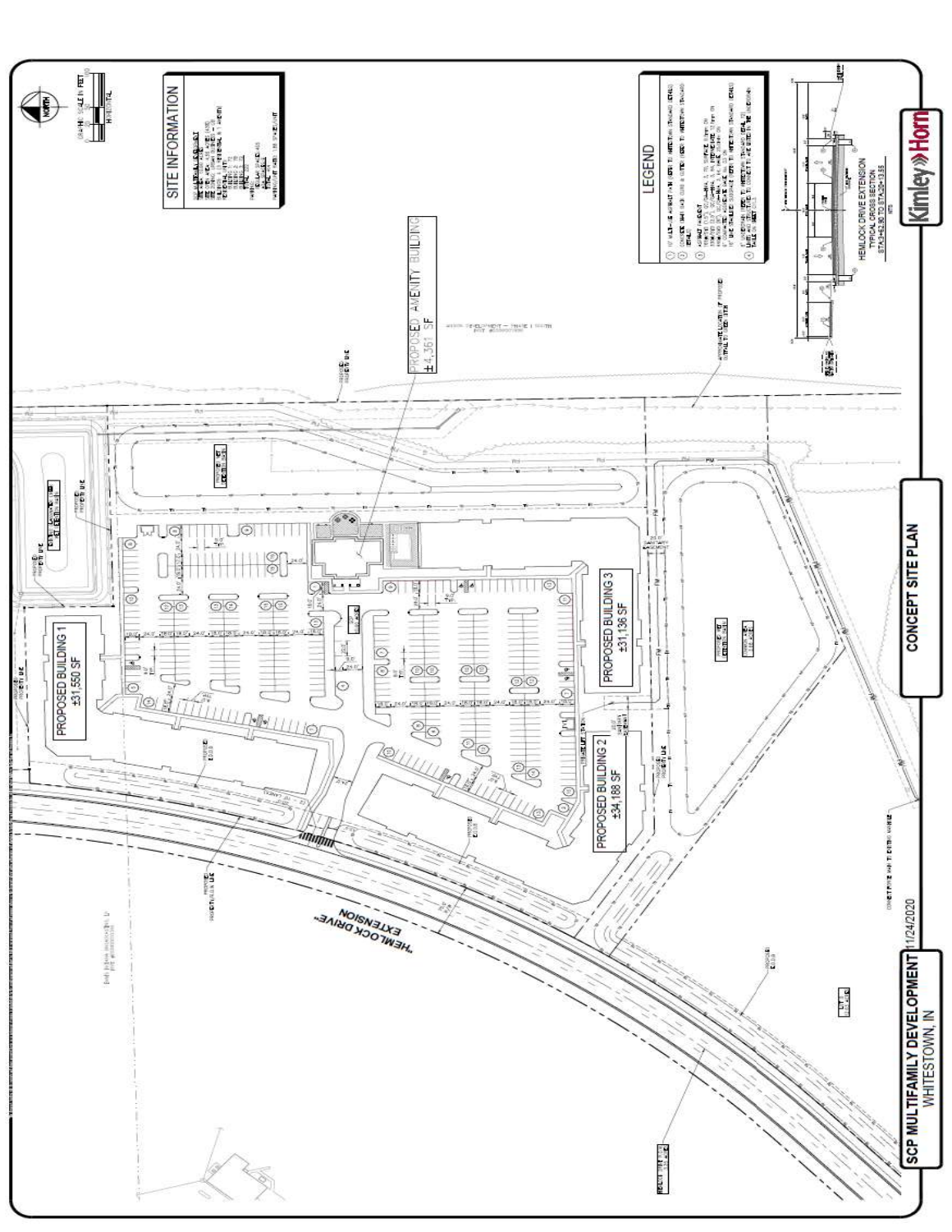# SCP MULTIFAMILY DEVELOPMENT

WHITESTOWN, IN

11/24/2020

## CONCEPT SITE PLAN

Kimley»Horn

## SITE INFORMATION

## LEGEND

PROPOSED BUILDING 1
±31,550 SF

PROPOSED BUILDING 2
±34,188 SF

PROPOSED BUILDING 3
±31,136 SF

PROPOSED AMENITY BUILDING
±4,361 SF

"HEMLOCK DRIVE" EXTENSION

HEMLOCK DRIVE EXTENSION
TYPICAL CROSS SECTION

GRAPHIC SCALE IN FEET

NORTH